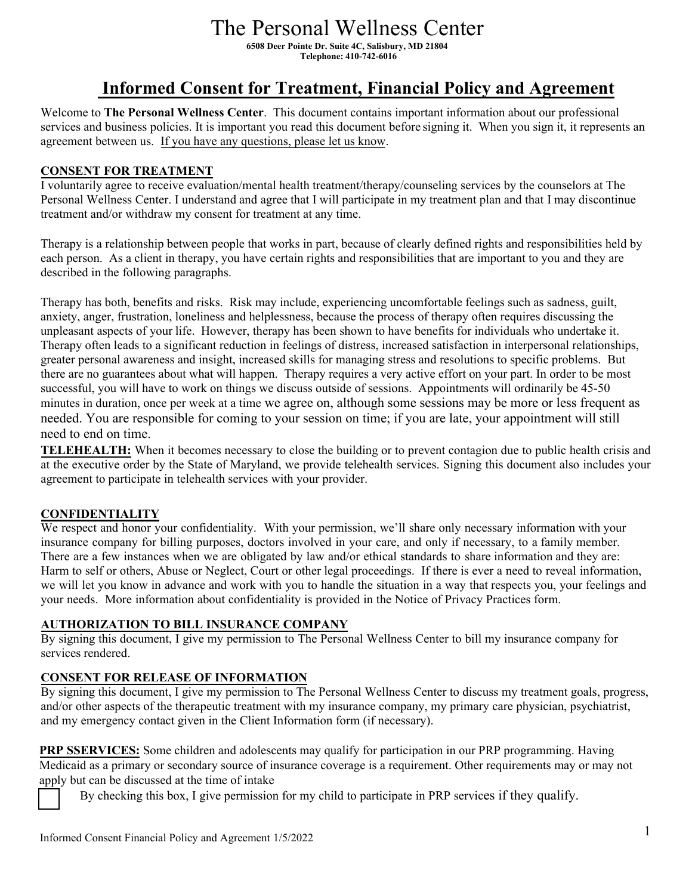# The Personal Wellness Center

**6508 Deer Pointe Dr. Suite 4C, Salisbury, MD 21804**
**Telephone: 410-742-6016**

## Informed Consent for Treatment, Financial Policy and Agreement

Welcome to **The Personal Wellness Center**. This document contains important information about our professional services and business policies. It is important you read this document before signing it. When you sign it, it represents an agreement between us. If you have any questions, please let us know.

### CONSENT FOR TREATMENT

I voluntarily agree to receive evaluation/mental health treatment/therapy/counseling services by the counselors at The Personal Wellness Center. I understand and agree that I will participate in my treatment plan and that I may discontinue treatment and/or withdraw my consent for treatment at any time.

Therapy is a relationship between people that works in part, because of clearly defined rights and responsibilities held by each person. As a client in therapy, you have certain rights and responsibilities that are important to you and they are described in the following paragraphs.

Therapy has both, benefits and risks. Risk may include, experiencing uncomfortable feelings such as sadness, guilt, anxiety, anger, frustration, loneliness and helplessness, because the process of therapy often requires discussing the unpleasant aspects of your life. However, therapy has been shown to have benefits for individuals who undertake it. Therapy often leads to a significant reduction in feelings of distress, increased satisfaction in interpersonal relationships, greater personal awareness and insight, increased skills for managing stress and resolutions to specific problems. But there are no guarantees about what will happen. Therapy requires a very active effort on your part. In order to be most successful, you will have to work on things we discuss outside of sessions. Appointments will ordinarily be 45-50 minutes in duration, once per week at a time we agree on, although some sessions may be more or less frequent as needed. You are responsible for coming to your session on time; if you are late, your appointment will still need to end on time.

**TELEHEALTH:** When it becomes necessary to close the building or to prevent contagion due to public health crisis and at the executive order by the State of Maryland, we provide telehealth services. Signing this document also includes your agreement to participate in telehealth services with your provider.

### CONFIDENTIALITY

We respect and honor your confidentiality. With your permission, we'll share only necessary information with your insurance company for billing purposes, doctors involved in your care, and only if necessary, to a family member. There are a few instances when we are obligated by law and/or ethical standards to share information and they are: Harm to self or others, Abuse or Neglect, Court or other legal proceedings. If there is ever a need to reveal information, we will let you know in advance and work with you to handle the situation in a way that respects you, your feelings and your needs. More information about confidentiality is provided in the Notice of Privacy Practices form.

### AUTHORIZATION TO BILL INSURANCE COMPANY

By signing this document, I give my permission to The Personal Wellness Center to bill my insurance company for services rendered.

### CONSENT FOR RELEASE OF INFORMATION

By signing this document, I give my permission to The Personal Wellness Center to discuss my treatment goals, progress, and/or other aspects of the therapeutic treatment with my insurance company, my primary care physician, psychiatrist, and my emergency contact given in the Client Information form (if necessary).

**PRP SSERVICES:** Some children and adolescents may qualify for participation in our PRP programming. Having Medicaid as a primary or secondary source of insurance coverage is a requirement. Other requirements may or may not apply but can be discussed at the time of intake

☐ By checking this box, I give permission for my child to participate in PRP services if they qualify.

Informed Consent Financial Policy and Agreement 1/5/2022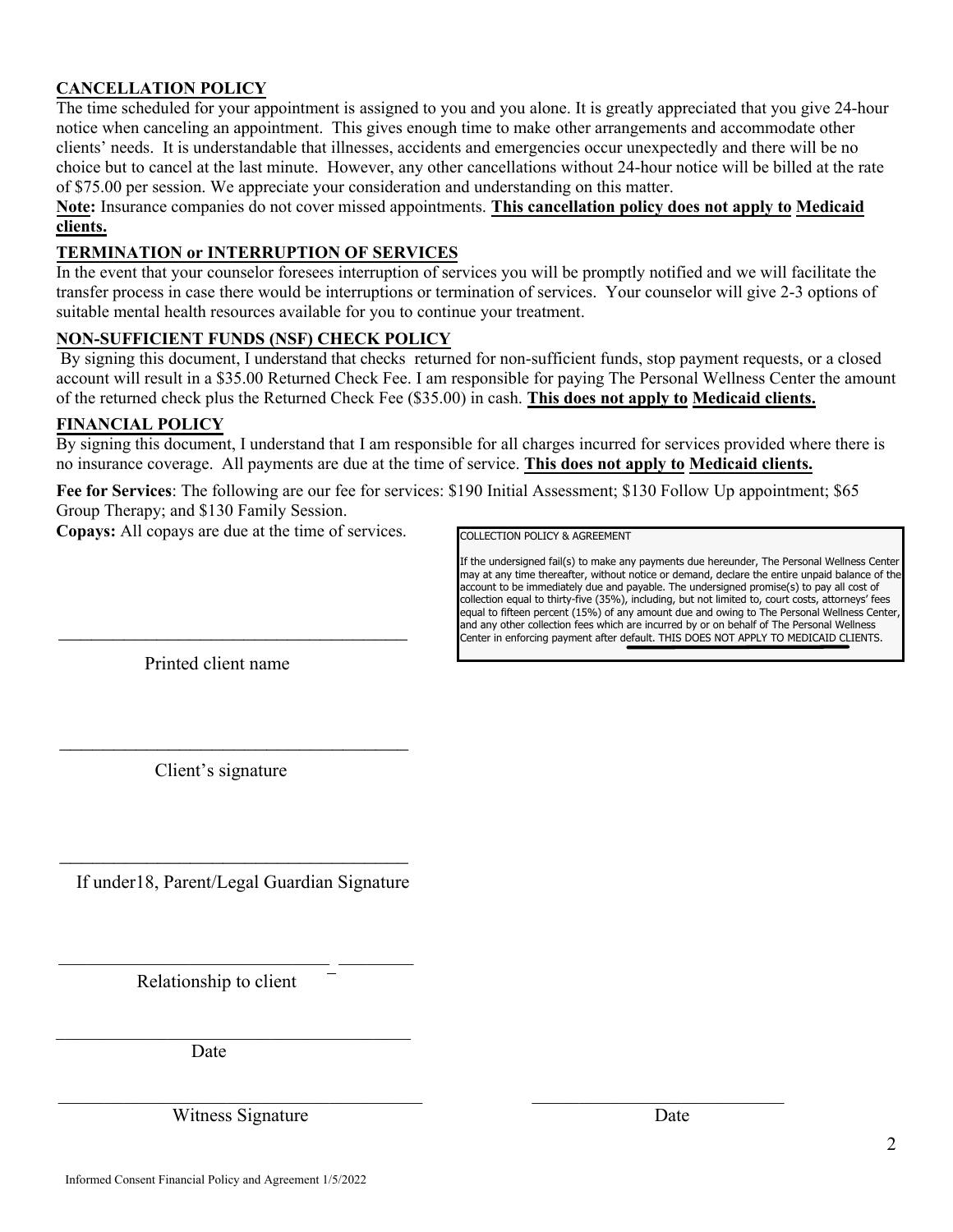## CANCELLATION POLICY

The time scheduled for your appointment is assigned to you and you alone. It is greatly appreciated that you give 24-hour notice when canceling an appointment. This gives enough time to make other arrangements and accommodate other clients' needs. It is understandable that illnesses, accidents and emergencies occur unexpectedly and there will be no choice but to cancel at the last minute. However, any other cancellations without 24-hour notice will be billed at the rate of $75.00 per session. We appreciate your consideration and understanding on this matter.

**Note:** Insurance companies do not cover missed appointments. **This cancellation policy does not apply to Medicaid clients.**

## TERMINATION or INTERRUPTION OF SERVICES

In the event that your counselor foresees interruption of services you will be promptly notified and we will facilitate the transfer process in case there would be interruptions or termination of services. Your counselor will give 2-3 options of suitable mental health resources available for you to continue your treatment.

## NON-SUFFICIENT FUNDS (NSF) CHECK POLICY

By signing this document, I understand that checks returned for non-sufficient funds, stop payment requests, or a closed account will result in a $35.00 Returned Check Fee. I am responsible for paying The Personal Wellness Center the amount of the returned check plus the Returned Check Fee ($35.00) in cash. **This does not apply to Medicaid clients.**

## FINANCIAL POLICY

By signing this document, I understand that I am responsible for all charges incurred for services provided where there is no insurance coverage. All payments are due at the time of service. **This does not apply to Medicaid clients.**

**Fee for Services**: The following are our fee for services: $190 Initial Assessment; $130 Follow Up appointment; $65 Group Therapy; and $130 Family Session.

**Copays:** All copays are due at the time of services.

COLLECTION POLICY & AGREEMENT

If the undersigned fail(s) to make any payments due hereunder, The Personal Wellness Center may at any time thereafter, without notice or demand, declare the entire unpaid balance of the account to be immediately due and payable. The undersigned promise(s) to pay all cost of collection equal to thirty-five (35%), including, but not limited to, court costs, attorneys' fees equal to fifteen percent (15%) of any amount due and owing to The Personal Wellness Center, and any other collection fees which are incurred by or on behalf of The Personal Wellness Center in enforcing payment after default. THIS DOES NOT APPLY TO MEDICAID CLIENTS.

\_\_\_\_\_\_\_\_\_\_\_\_\_\_\_\_\_\_\_\_\_\_\_\_\_\_\_\_\_\_\_\_\_\_\_\_\_\_\_\_
Printed client name

\_\_\_\_\_\_\_\_\_\_\_\_\_\_\_\_\_\_\_\_\_\_\_\_\_\_\_\_\_\_\_\_\_\_\_\_\_\_\_\_
Client's signature

\_\_\_\_\_\_\_\_\_\_\_\_\_\_\_\_\_\_\_\_\_\_\_\_\_\_\_\_\_\_\_\_\_\_\_\_\_\_\_\_
If under18, Parent/Legal Guardian Signature

\_\_\_\_\_\_\_\_\_\_\_\_\_\_\_\_\_\_\_\_\_\_\_\_\_\_\_\_\_\_\_\_\_\_\_\_\_\_\_\_
Relationship to client

\_\_\_\_\_\_\_\_\_\_\_\_\_\_\_\_\_\_\_\_\_\_\_\_\_\_\_\_\_\_\_\_\_\_\_\_\_\_\_\_
Date

\_\_\_\_\_\_\_\_\_\_\_\_\_\_\_\_\_\_\_\_\_\_\_\_\_\_\_\_\_\_\_\_\_\_\_\_\_\_\_\_ \_\_\_\_\_\_\_\_\_\_\_\_\_\_\_\_\_\_\_\_\_\_\_\_\_\_\_\_
Witness Signature Date

Informed Consent Financial Policy and Agreement 1/5/2022